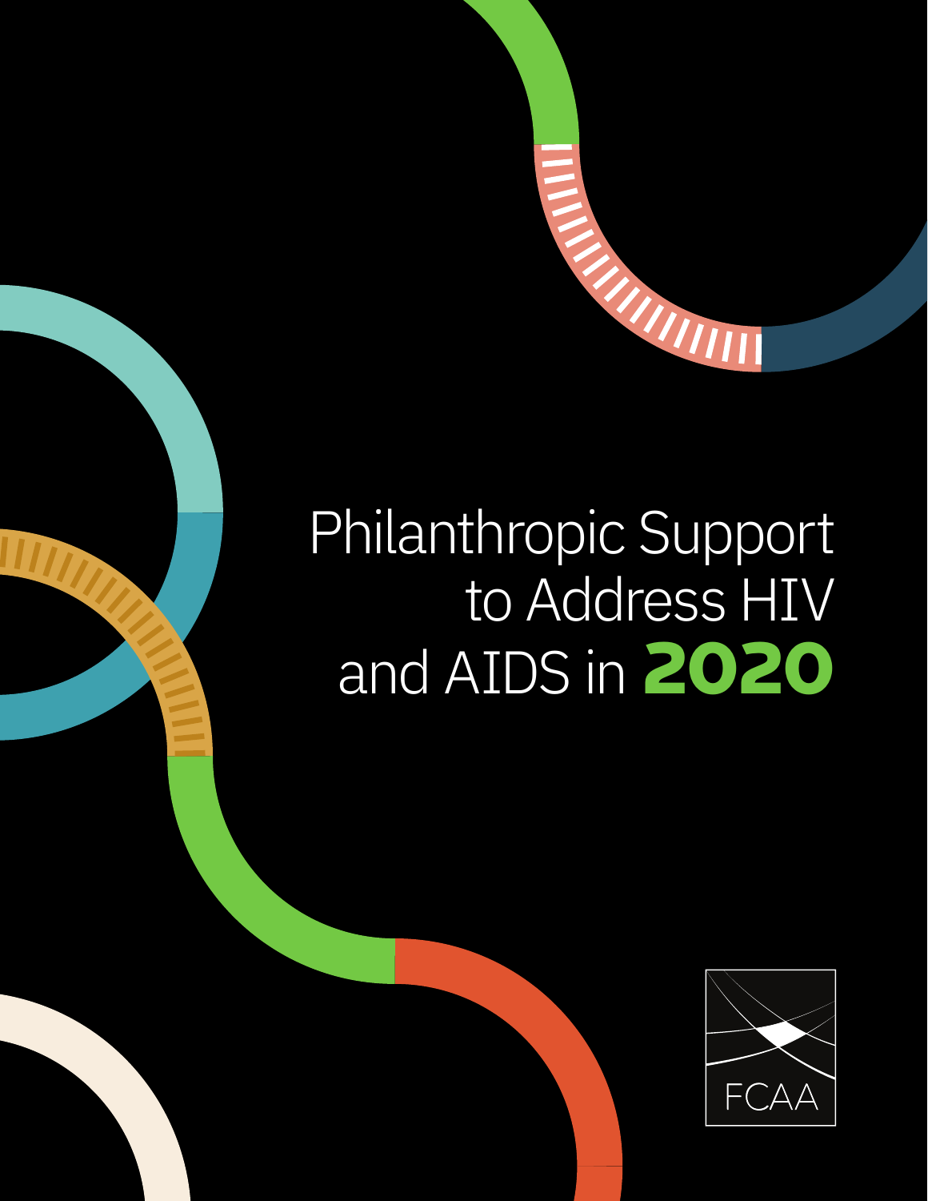# Philanthropic Support to Address HIV and AIDS in **2020**

FCAA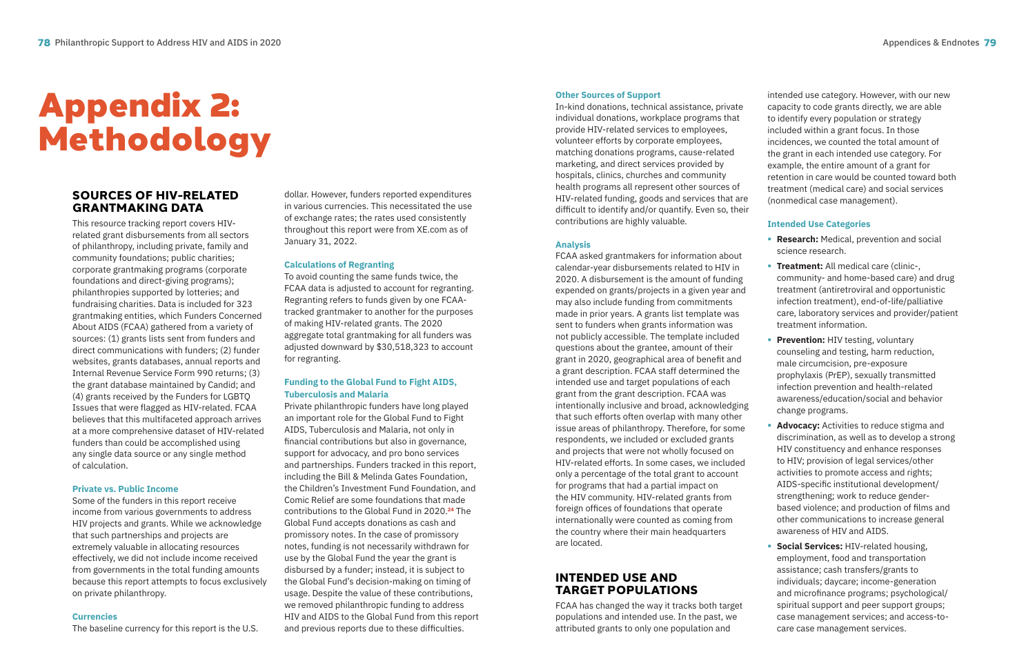# Appendix 2: Methodology

## SOURCES OF HIV-RELATED GRANTMAKING DATA

This resource tracking report covers HIV-related grant disbursements from all sectors of philanthropy, including private, family and community foundations; public charities; corporate grantmaking programs (corporate foundations and direct-giving programs); philanthropies supported by lotteries; and fundraising charities. Data is included for 323 grantmaking entities, which Funders Concerned About AIDS (FCAA) gathered from a variety of sources: (1) grants lists sent from funders and direct communications with funders; (2) funder websites, grants databases, annual reports and Internal Revenue Service Form 990 returns; (3) the grant database maintained by Candid; and (4) grants received by the Funders for LGBTQ Issues that were flagged as HIV-related. FCAA believes that this multifaceted approach arrives at a more comprehensive dataset of HIV-related funders than could be accomplished using any single data source or any single method of calculation.

### Private vs. Public Income

Some of the funders in this report receive income from various governments to address HIV projects and grants. While we acknowledge that such partnerships and projects are extremely valuable in allocating resources effectively, we did not include income received from governments in the total funding amounts because this report attempts to focus exclusively on private philanthropy.

### Currencies

The baseline currency for this report is the U.S. dollar. However, funders reported expenditures in various currencies. This necessitated the use of exchange rates; the rates used consistently throughout this report were from XE.com as of January 31, 2022.

### Calculations of Regranting

To avoid counting the same funds twice, the FCAA data is adjusted to account for regranting. Regranting refers to funds given by one FCAA-tracked grantmaker to another for the purposes of making HIV-related grants. The 2020 aggregate total grantmaking for all funders was adjusted downward by $30,518,323 to account for regranting.

### Funding to the Global Fund to Fight AIDS, Tuberculosis and Malaria

Private philanthropic funders have long played an important role for the Global Fund to Fight AIDS, Tuberculosis and Malaria, not only in financial contributions but also in governance, support for advocacy, and pro bono services and partnerships. Funders tracked in this report, including the Bill & Melinda Gates Foundation, the Children's Investment Fund Foundation, and Comic Relief are some foundations that made contributions to the Global Fund in 2020.[24] The Global Fund accepts donations as cash and promissory notes. In the case of promissory notes, funding is not necessarily withdrawn for use by the Global Fund the year the grant is disbursed by a funder; instead, it is subject to the Global Fund's decision-making on timing of usage. Despite the value of these contributions, we removed philanthropic funding to address HIV and AIDS to the Global Fund from this report and previous reports due to these difficulties.

### Other Sources of Support

In-kind donations, technical assistance, private individual donations, workplace programs that provide HIV-related services to employees, volunteer efforts by corporate employees, matching donations programs, cause-related marketing, and direct services provided by hospitals, clinics, churches and community health programs all represent other sources of HIV-related funding, goods and services that are difficult to identify and/or quantify. Even so, their contributions are highly valuable.

### Analysis

FCAA asked grantmakers for information about calendar-year disbursements related to HIV in 2020. A disbursement is the amount of funding expended on grants/projects in a given year and may also include funding from commitments made in prior years. A grants list template was sent to funders when grants information was not publicly accessible. The template included questions about the grantee, amount of their grant in 2020, geographical area of benefit and a grant description. FCAA staff determined the intended use and target populations of each grant from the grant description. FCAA was intentionally inclusive and broad, acknowledging that such efforts often overlap with many other issue areas of philanthropy. Therefore, for some respondents, we included or excluded grants and projects that were not wholly focused on HIV-related efforts. In some cases, we included only a percentage of the total grant to account for programs that had a partial impact on the HIV community. HIV-related grants from foreign offices of foundations that operate internationally were counted as coming from the country where their main headquarters are located.

## INTENDED USE AND TARGET POPULATIONS

FCAA has changed the way it tracks both target populations and intended use. In the past, we attributed grants to only one population and intended use category. However, with our new capacity to code grants directly, we are able to identify every population or strategy included within a grant focus. In those incidences, we counted the total amount of the grant in each intended use category. For example, the entire amount of a grant for retention in care would be counted toward both treatment (medical care) and social services (nonmedical case management).

### Intended Use Categories

- **Research:** Medical, prevention and social science research.
- **Treatment:** All medical care (clinic-, community- and home-based care) and drug treatment (antiretroviral and opportunistic infection treatment), end-of-life/palliative care, laboratory services and provider/patient treatment information.
- **Prevention:** HIV testing, voluntary counseling and testing, harm reduction, male circumcision, pre-exposure prophylaxis (PrEP), sexually transmitted infection prevention and health-related awareness/education/social and behavior change programs.
- **Advocacy:** Activities to reduce stigma and discrimination, as well as to develop a strong HIV constituency and enhance responses to HIV; provision of legal services/other activities to promote access and rights; AIDS-specific institutional development/strengthening; work to reduce gender-based violence; and production of films and other communications to increase general awareness of HIV and AIDS.
- **Social Services:** HIV-related housing, employment, food and transportation assistance; cash transfers/grants to individuals; daycare; income-generation and microfinance programs; psychological/spiritual support and peer support groups; case management services; and access-to-care case management services.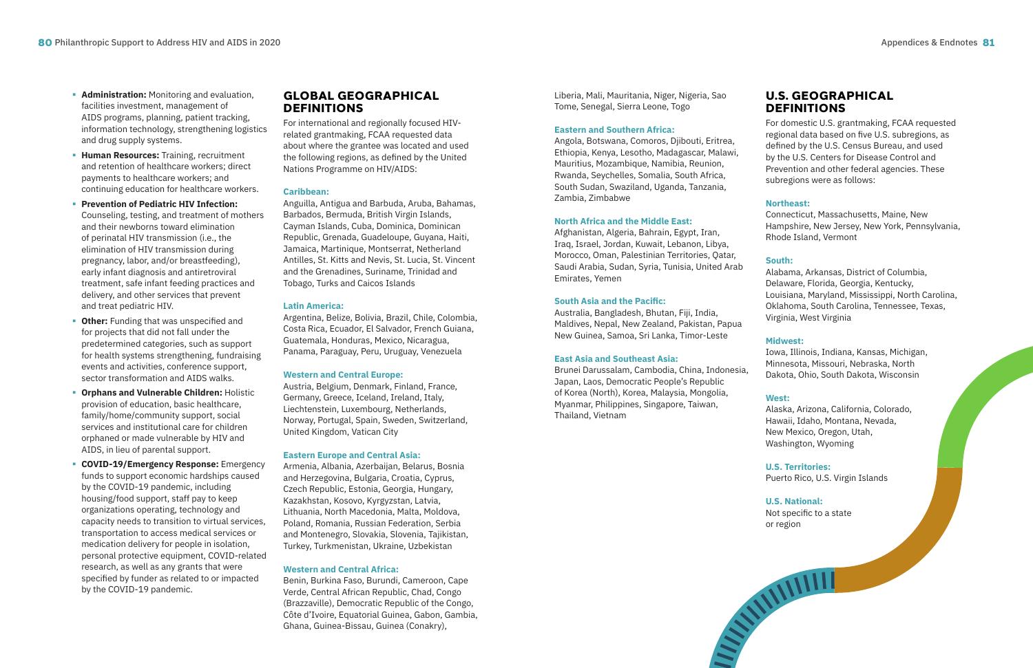- **Administration:** Monitoring and evaluation, facilities investment, management of AIDS programs, planning, patient tracking, information technology, strengthening logistics and drug supply systems.
- **Human Resources:** Training, recruitment and retention of healthcare workers; direct payments to healthcare workers; and continuing education for healthcare workers.
- **Prevention of Pediatric HIV Infection:** Counseling, testing, and treatment of mothers and their newborns toward elimination of perinatal HIV transmission (i.e., the elimination of HIV transmission during pregnancy, labor, and/or breastfeeding), early infant diagnosis and antiretroviral treatment, safe infant feeding practices and delivery, and other services that prevent and treat pediatric HIV.
- **Other:** Funding that was unspecified and for projects that did not fall under the predetermined categories, such as support for health systems strengthening, fundraising events and activities, conference support, sector transformation and AIDS walks.
- **Orphans and Vulnerable Children:** Holistic provision of education, basic healthcare, family/home/community support, social services and institutional care for children orphaned or made vulnerable by HIV and AIDS, in lieu of parental support.
- **COVID-19/Emergency Response:** Emergency funds to support economic hardships caused by the COVID-19 pandemic, including housing/food support, staff pay to keep organizations operating, technology and capacity needs to transition to virtual services, transportation to access medical services or medication delivery for people in isolation, personal protective equipment, COVID-related research, as well as any grants that were specified by funder as related to or impacted by the COVID-19 pandemic.

## GLOBAL GEOGRAPHICAL DEFINITIONS

For international and regionally focused HIV-related grantmaking, FCAA requested data about where the grantee was located and used the following regions, as defined by the United Nations Programme on HIV/AIDS:

**Caribbean:**
Anguilla, Antigua and Barbuda, Aruba, Bahamas, Barbados, Bermuda, British Virgin Islands, Cayman Islands, Cuba, Dominica, Dominican Republic, Grenada, Guadeloupe, Guyana, Haiti, Jamaica, Martinique, Montserrat, Netherland Antilles, St. Kitts and Nevis, St. Lucia, St. Vincent and the Grenadines, Suriname, Trinidad and Tobago, Turks and Caicos Islands

**Latin America:**
Argentina, Belize, Bolivia, Brazil, Chile, Colombia, Costa Rica, Ecuador, El Salvador, French Guiana, Guatemala, Honduras, Mexico, Nicaragua, Panama, Paraguay, Peru, Uruguay, Venezuela

**Western and Central Europe:**
Austria, Belgium, Denmark, Finland, France, Germany, Greece, Iceland, Ireland, Italy, Liechtenstein, Luxembourg, Netherlands, Norway, Portugal, Spain, Sweden, Switzerland, United Kingdom, Vatican City

**Eastern Europe and Central Asia:**
Armenia, Albania, Azerbaijan, Belarus, Bosnia and Herzegovina, Bulgaria, Croatia, Cyprus, Czech Republic, Estonia, Georgia, Hungary, Kazakhstan, Kosovo, Kyrgyzstan, Latvia, Lithuania, North Macedonia, Malta, Moldova, Poland, Romania, Russian Federation, Serbia and Montenegro, Slovakia, Slovenia, Tajikistan, Turkey, Turkmenistan, Ukraine, Uzbekistan

**Western and Central Africa:**
Benin, Burkina Faso, Burundi, Cameroon, Cape Verde, Central African Republic, Chad, Congo (Brazzaville), Democratic Republic of the Congo, Côte d'Ivoire, Equatorial Guinea, Gabon, Gambia, Ghana, Guinea-Bissau, Guinea (Conakry), Liberia, Mali, Mauritania, Niger, Nigeria, Sao Tome, Senegal, Sierra Leone, Togo

**Eastern and Southern Africa:**
Angola, Botswana, Comoros, Djibouti, Eritrea, Ethiopia, Kenya, Lesotho, Madagascar, Malawi, Mauritius, Mozambique, Namibia, Reunion, Rwanda, Seychelles, Somalia, South Africa, South Sudan, Swaziland, Uganda, Tanzania, Zambia, Zimbabwe

**North Africa and the Middle East:**
Afghanistan, Algeria, Bahrain, Egypt, Iran, Iraq, Israel, Jordan, Kuwait, Lebanon, Libya, Morocco, Oman, Palestinian Territories, Qatar, Saudi Arabia, Sudan, Syria, Tunisia, United Arab Emirates, Yemen

**South Asia and the Pacific:**
Australia, Bangladesh, Bhutan, Fiji, India, Maldives, Nepal, New Zealand, Pakistan, Papua New Guinea, Samoa, Sri Lanka, Timor-Leste

**East Asia and Southeast Asia:**
Brunei Darussalam, Cambodia, China, Indonesia, Japan, Laos, Democratic People's Republic of Korea (North), Korea, Malaysia, Mongolia, Myanmar, Philippines, Singapore, Taiwan, Thailand, Vietnam

## U.S. GEOGRAPHICAL DEFINITIONS

For domestic U.S. grantmaking, FCAA requested regional data based on five U.S. subregions, as defined by the U.S. Census Bureau, and used by the U.S. Centers for Disease Control and Prevention and other federal agencies. These subregions were as follows:

**Northeast:**
Connecticut, Massachusetts, Maine, New Hampshire, New Jersey, New York, Pennsylvania, Rhode Island, Vermont

**South:**
Alabama, Arkansas, District of Columbia, Delaware, Florida, Georgia, Kentucky, Louisiana, Maryland, Mississippi, North Carolina, Oklahoma, South Carolina, Tennessee, Texas, Virginia, West Virginia

**Midwest:**
Iowa, Illinois, Indiana, Kansas, Michigan, Minnesota, Missouri, Nebraska, North Dakota, Ohio, South Dakota, Wisconsin

**West:**
Alaska, Arizona, California, Colorado, Hawaii, Idaho, Montana, Nevada, New Mexico, Oregon, Utah, Washington, Wyoming

**U.S. Territories:**
Puerto Rico, U.S. Virgin Islands

**U.S. National:**
Not specific to a state or region